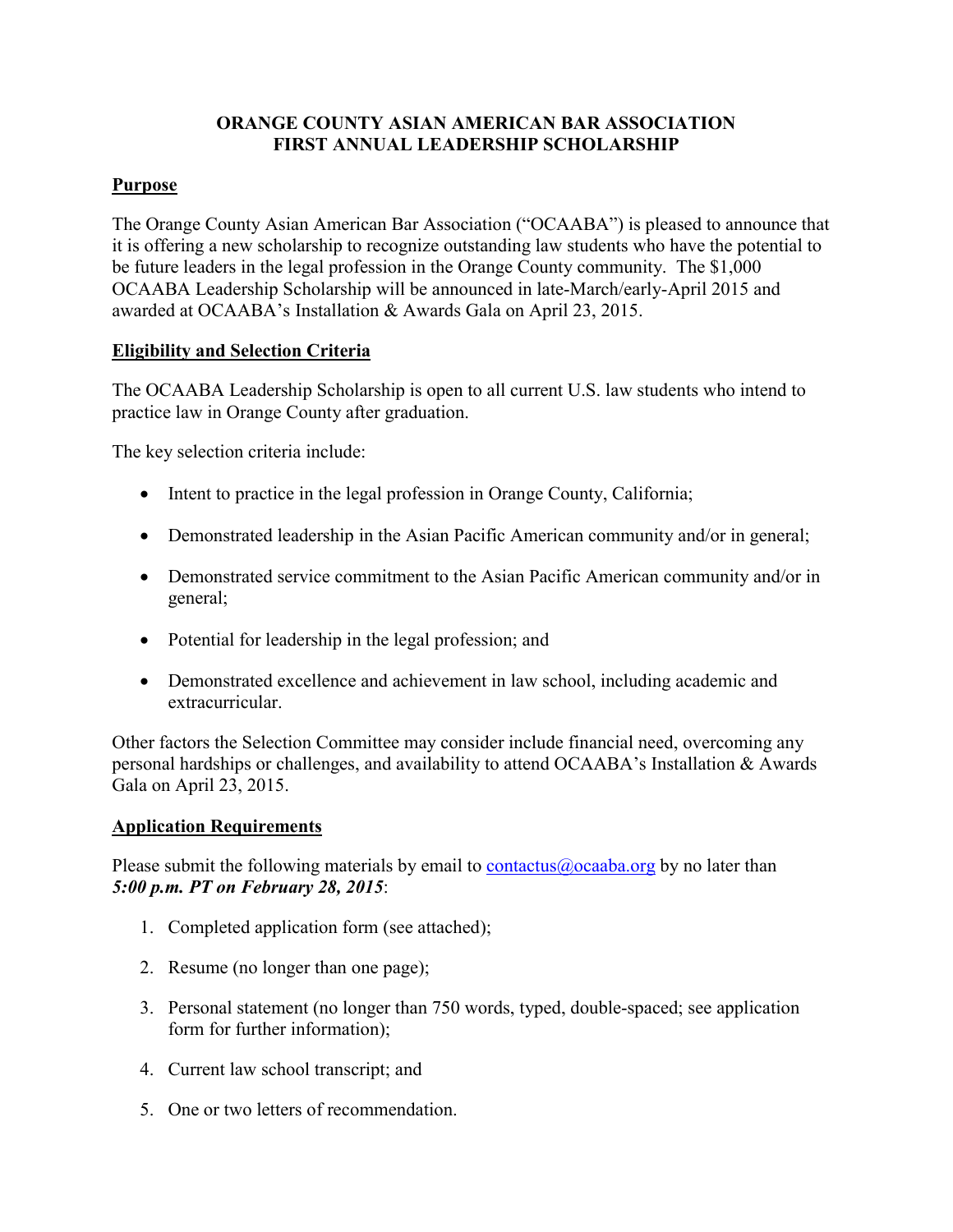# ORANGE COUNTY ASIAN AMERICAN BAR ASSOCIATION
# FIRST ANNUAL LEADERSHIP SCHOLARSHIP

## Purpose

The Orange County Asian American Bar Association ("OCAABA") is pleased to announce that it is offering a new scholarship to recognize outstanding law students who have the potential to be future leaders in the legal profession in the Orange County community. The $1,000 OCAABA Leadership Scholarship will be announced in late-March/early-April 2015 and awarded at OCAABA's Installation & Awards Gala on April 23, 2015.

## Eligibility and Selection Criteria

The OCAABA Leadership Scholarship is open to all current U.S. law students who intend to practice law in Orange County after graduation.

The key selection criteria include:

- Intent to practice in the legal profession in Orange County, California;
- Demonstrated leadership in the Asian Pacific American community and/or in general;
- Demonstrated service commitment to the Asian Pacific American community and/or in general;
- Potential for leadership in the legal profession; and
- Demonstrated excellence and achievement in law school, including academic and extracurricular.

Other factors the Selection Committee may consider include financial need, overcoming any personal hardships or challenges, and availability to attend OCAABA's Installation & Awards Gala on April 23, 2015.

## Application Requirements

Please submit the following materials by email to contactus@ocaaba.org by no later than ***5:00 p.m. PT on February 28, 2015***:

1. Completed application form (see attached);
2. Resume (no longer than one page);
3. Personal statement (no longer than 750 words, typed, double-spaced; see application form for further information);
4. Current law school transcript; and
5. One or two letters of recommendation.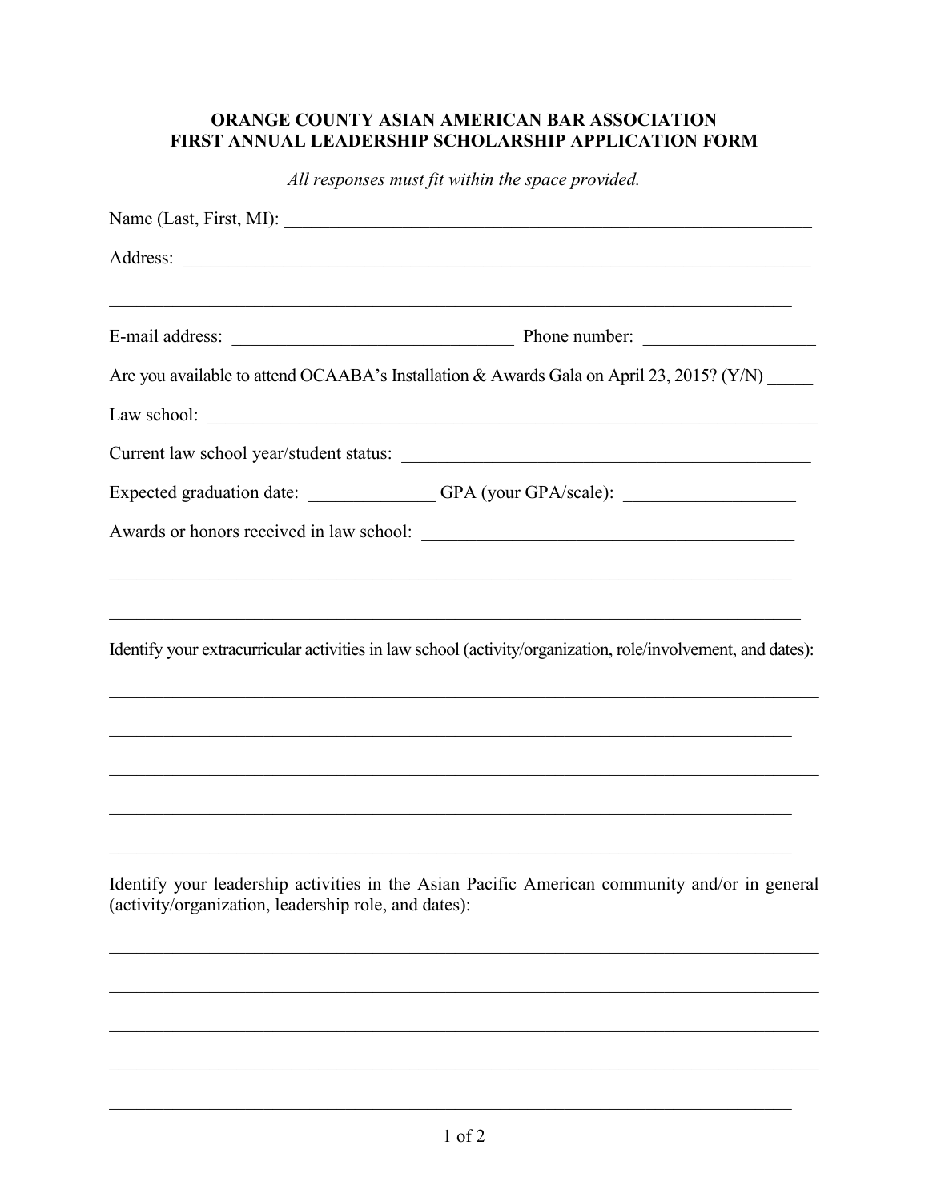**ORANGE COUNTY ASIAN AMERICAN BAR ASSOCIATION**
**FIRST ANNUAL LEADERSHIP SCHOLARSHIP APPLICATION FORM**

*All responses must fit within the space provided.*

Name (Last, First, MI): ____________________________________________________________

Address: ______________________________________________________________________

______________________________________________________________________________

E-mail address: ______________________________ Phone number: __________________

Are you available to attend OCAABA's Installation & Awards Gala on April 23, 2015? (Y/N) _____

Law school: ____________________________________________________________________

Current law school year/student status: ____________________________________________

Expected graduation date: ______________ GPA (your GPA/scale): __________________

Awards or honors received in law school: ____________________________________________

______________________________________________________________________________

______________________________________________________________________________

Identify your extracurricular activities in law school (activity/organization, role/involvement, and dates):

______________________________________________________________________________

______________________________________________________________________________

______________________________________________________________________________

______________________________________________________________________________

______________________________________________________________________________

Identify your leadership activities in the Asian Pacific American community and/or in general (activity/organization, leadership role, and dates):

______________________________________________________________________________

______________________________________________________________________________

______________________________________________________________________________

______________________________________________________________________________

______________________________________________________________________________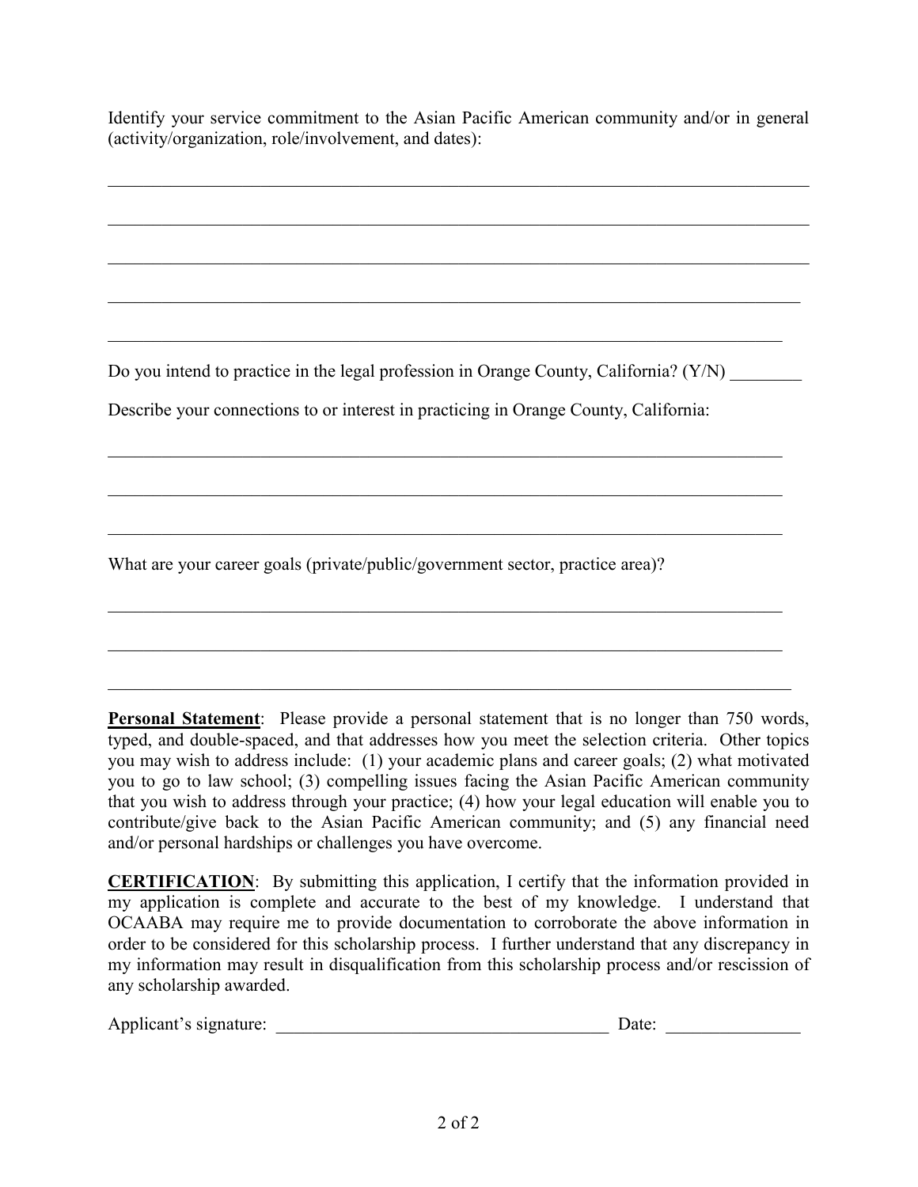Identify your service commitment to the Asian Pacific American community and/or in general (activity/organization, role/involvement, and dates):

______________________________________________________________________________

______________________________________________________________________________

______________________________________________________________________________

______________________________________________________________________________

______________________________________________________________________________

Do you intend to practice in the legal profession in Orange County, California? (Y/N) ________

Describe your connections to or interest in practicing in Orange County, California:

______________________________________________________________________________

______________________________________________________________________________

______________________________________________________________________________

What are your career goals (private/public/government sector, practice area)?

______________________________________________________________________________

______________________________________________________________________________

______________________________________________________________________________

**Personal Statement**: Please provide a personal statement that is no longer than 750 words, typed, and double-spaced, and that addresses how you meet the selection criteria. Other topics you may wish to address include: (1) your academic plans and career goals; (2) what motivated you to go to law school; (3) compelling issues facing the Asian Pacific American community that you wish to address through your practice; (4) how your legal education will enable you to contribute/give back to the Asian Pacific American community; and (5) any financial need and/or personal hardships or challenges you have overcome.

**CERTIFICATION**: By submitting this application, I certify that the information provided in my application is complete and accurate to the best of my knowledge. I understand that OCAABA may require me to provide documentation to corroborate the above information in order to be considered for this scholarship process. I further understand that any discrepancy in my information may result in disqualification from this scholarship process and/or rescission of any scholarship awarded.

Applicant's signature: _____________________________________ Date: _______________